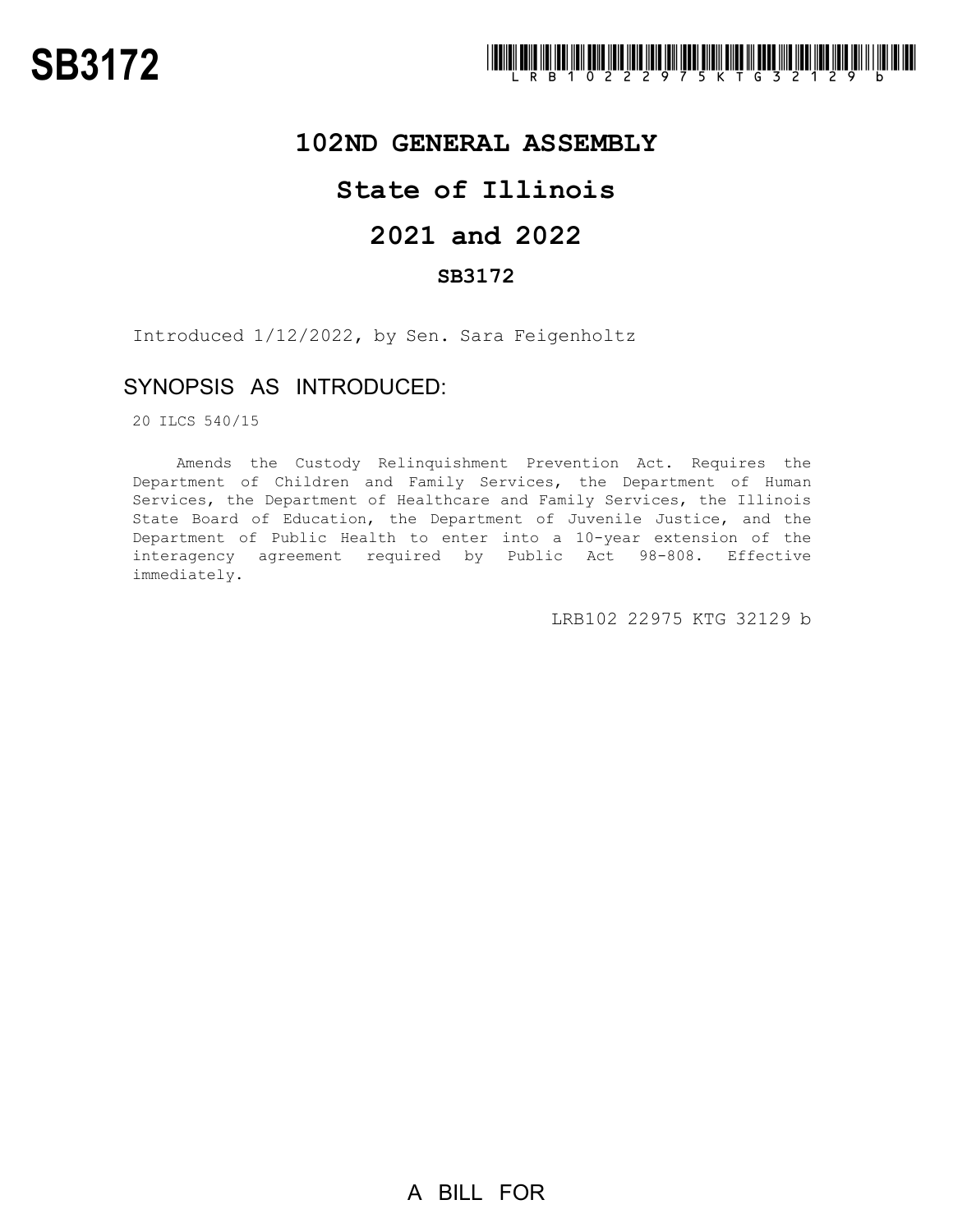# SB3172

LRB102 22975 KTG 32129 b

## 102ND GENERAL ASSEMBLY

## State of Illinois

## 2021 and 2022

### SB3172

Introduced 1/12/2022, by Sen. Sara Feigenholtz

## SYNOPSIS AS INTRODUCED:

20 ILCS 540/15

Amends the Custody Relinquishment Prevention Act. Requires the Department of Children and Family Services, the Department of Human Services, the Department of Healthcare and Family Services, the Illinois State Board of Education, the Department of Juvenile Justice, and the Department of Public Health to enter into a 10-year extension of the interagency agreement required by Public Act 98-808. Effective immediately.

LRB102 22975 KTG 32129 b

A BILL FOR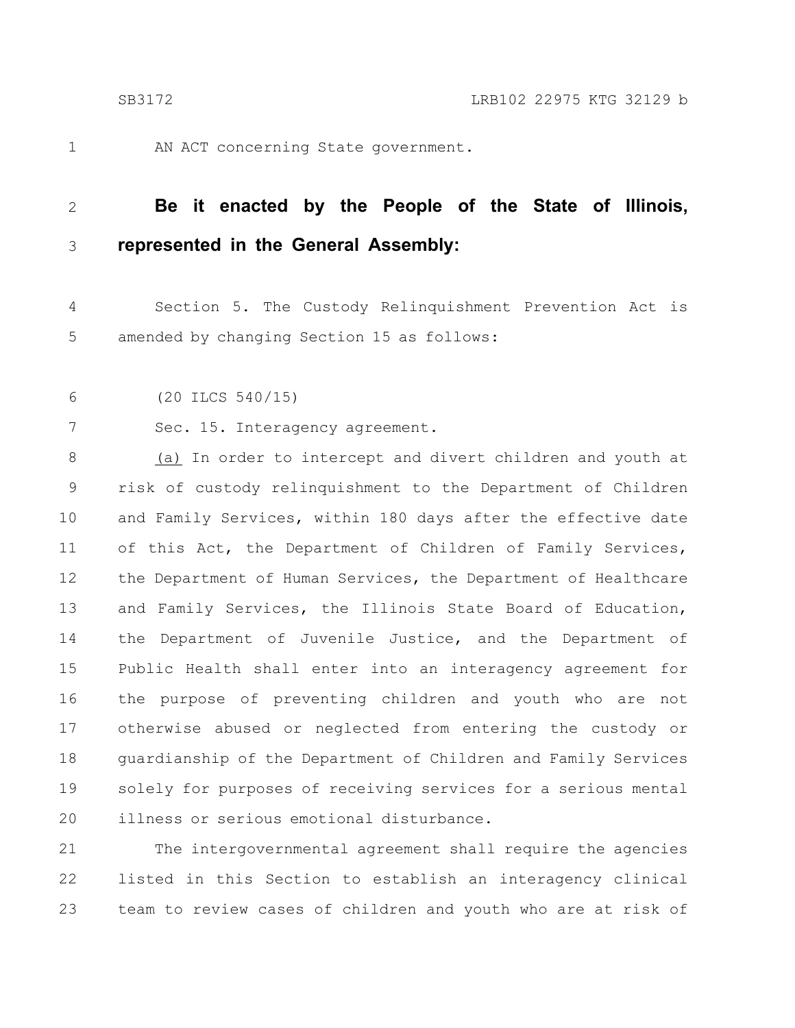AN ACT concerning State government.

**Be it enacted by the People of the State of Illinois, represented in the General Assembly:**

Section 5. The Custody Relinquishment Prevention Act is amended by changing Section 15 as follows:

(20 ILCS 540/15)

Sec. 15. Interagency agreement.

(a) In order to intercept and divert children and youth at risk of custody relinquishment to the Department of Children and Family Services, within 180 days after the effective date of this Act, the Department of Children of Family Services, the Department of Human Services, the Department of Healthcare and Family Services, the Illinois State Board of Education, the Department of Juvenile Justice, and the Department of Public Health shall enter into an interagency agreement for the purpose of preventing children and youth who are not otherwise abused or neglected from entering the custody or guardianship of the Department of Children and Family Services solely for purposes of receiving services for a serious mental illness or serious emotional disturbance.

The intergovernmental agreement shall require the agencies listed in this Section to establish an interagency clinical team to review cases of children and youth who are at risk of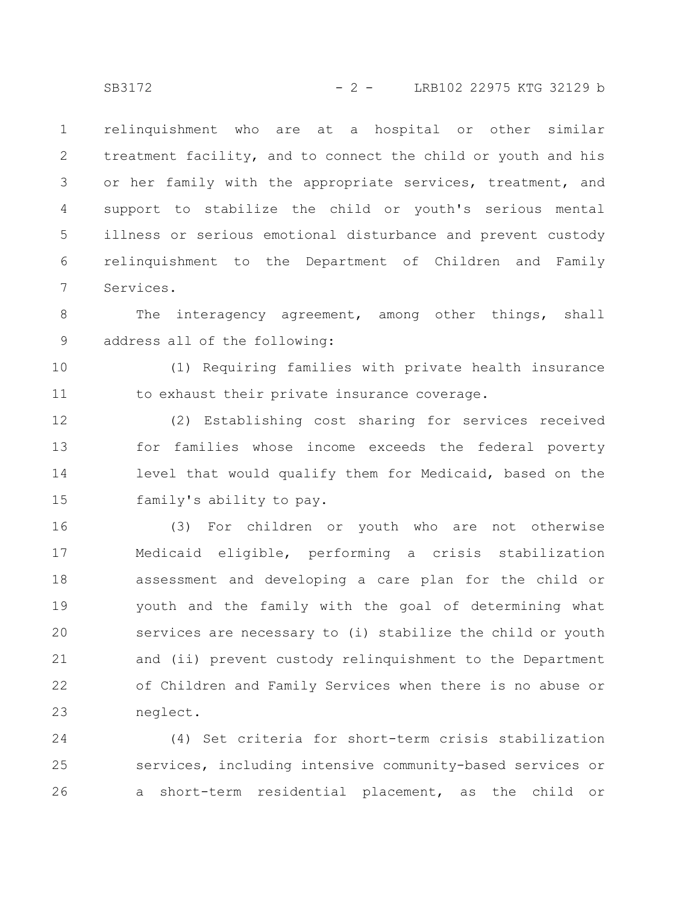relinquishment who are at a hospital or other similar treatment facility, and to connect the child or youth and his or her family with the appropriate services, treatment, and support to stabilize the child or youth's serious mental illness or serious emotional disturbance and prevent custody relinquishment to the Department of Children and Family Services.

The interagency agreement, among other things, shall address all of the following:

(1) Requiring families with private health insurance to exhaust their private insurance coverage.

(2) Establishing cost sharing for services received for families whose income exceeds the federal poverty level that would qualify them for Medicaid, based on the family's ability to pay.

(3) For children or youth who are not otherwise Medicaid eligible, performing a crisis stabilization assessment and developing a care plan for the child or youth and the family with the goal of determining what services are necessary to (i) stabilize the child or youth and (ii) prevent custody relinquishment to the Department of Children and Family Services when there is no abuse or neglect.

(4) Set criteria for short-term crisis stabilization services, including intensive community-based services or a short-term residential placement, as the child or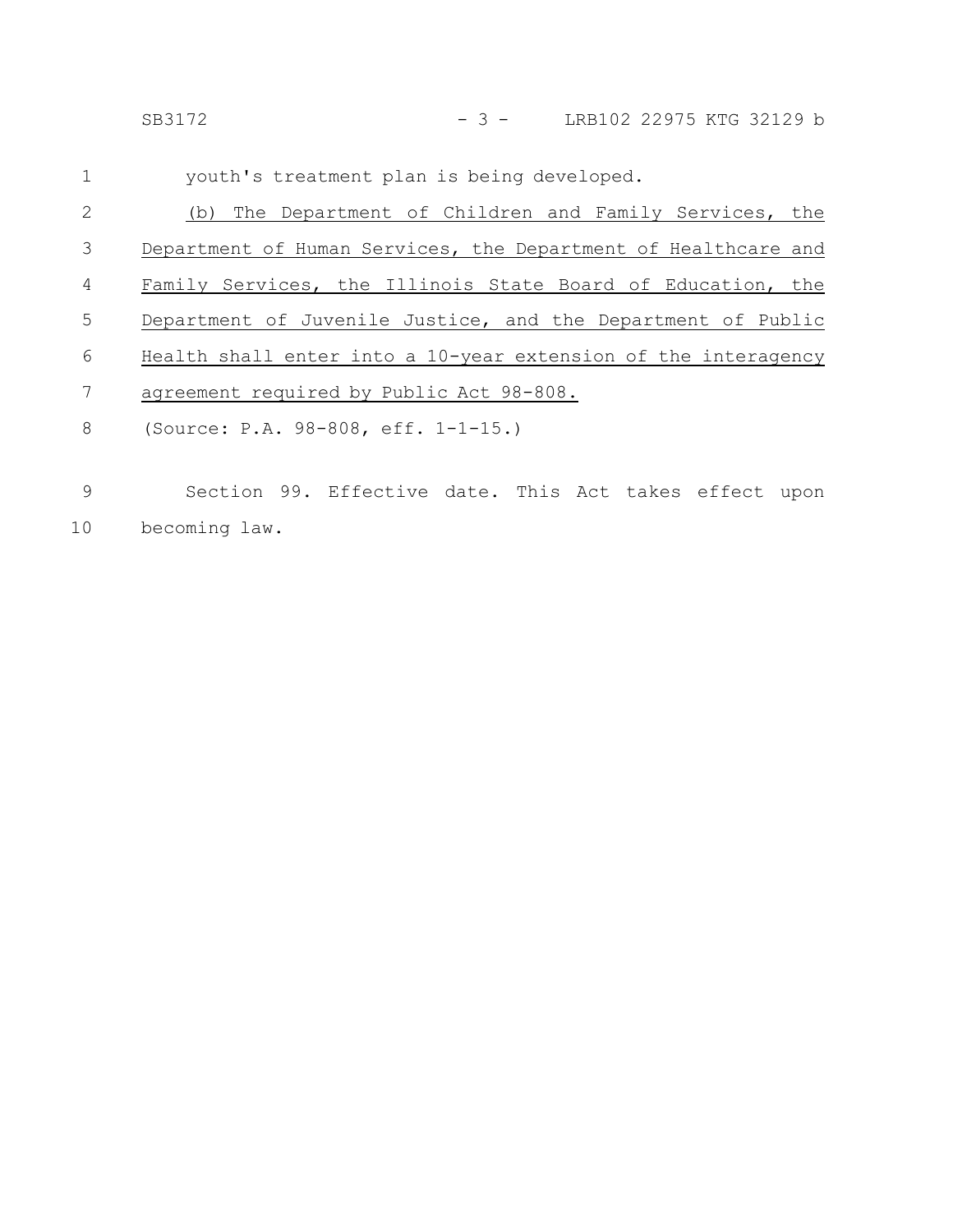youth's treatment plan is being developed.

(b) The Department of Children and Family Services, the Department of Human Services, the Department of Healthcare and Family Services, the Illinois State Board of Education, the Department of Juvenile Justice, and the Department of Public Health shall enter into a 10-year extension of the interagency agreement required by Public Act 98-808.

(Source: P.A. 98-808, eff. 1-1-15.)

Section 99. Effective date. This Act takes effect upon becoming law.